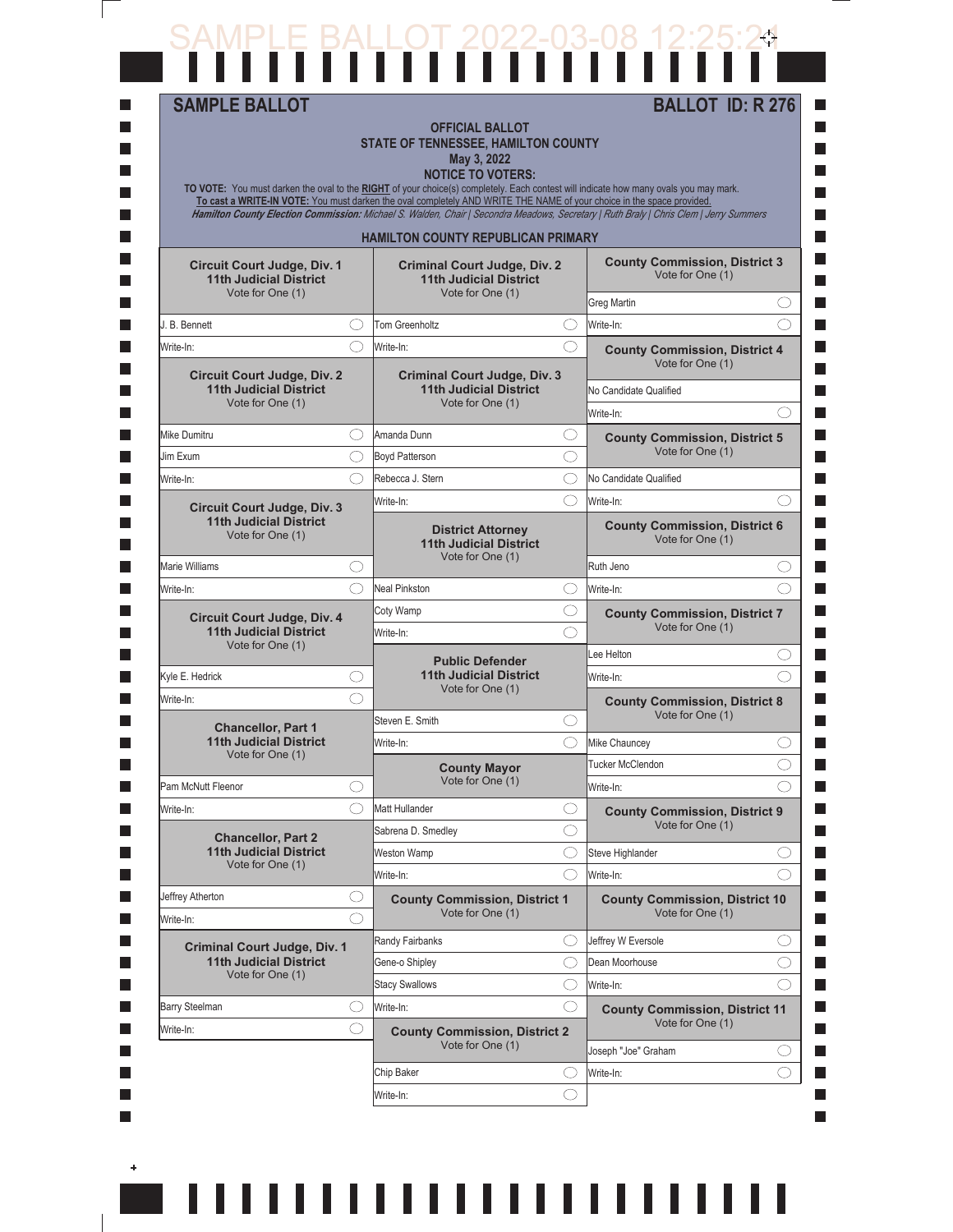SAMPLE BALLOT 2022-03-08 12:25:24

## SAMPLE BALLOT

## BALLOT ID: R 276

**OFFICIAL BALLOT**
**STATE OF TENNESSEE, HAMILTON COUNTY**
**May 3, 2022**
**NOTICE TO VOTERS:**

**TO VOTE:** You must darken the oval to the **RIGHT** of your choice(s) completely. Each contest will indicate how many ovals you may mark.
**To cast a WRITE-IN VOTE:** You must darken the oval completely AND WRITE THE NAME of your choice in the space provided.
***Hamilton County Election Commission:*** *Michael S. Walden, Chair | Secondra Meadows, Secretary | Ruth Braly | Chris Clem | Jerry Summers*

### HAMILTON COUNTY REPUBLICAN PRIMARY

**Circuit Court Judge, Div. 1**
**11th Judicial District**
Vote for One (1)

- J. B. Bennett ◯
- Write-In: ◯

**Circuit Court Judge, Div. 2**
**11th Judicial District**
Vote for One (1)

- Mike Dumitru ◯
- Jim Exum ◯
- Write-In: ◯

**Circuit Court Judge, Div. 3**
**11th Judicial District**
Vote for One (1)

- Marie Williams ◯
- Write-In: ◯

**Circuit Court Judge, Div. 4**
**11th Judicial District**
Vote for One (1)

- Kyle E. Hedrick ◯
- Write-In: ◯

**Chancellor, Part 1**
**11th Judicial District**
Vote for One (1)

- Pam McNutt Fleenor ◯
- Write-In: ◯

**Chancellor, Part 2**
**11th Judicial District**
Vote for One (1)

- Jeffrey Atherton ◯
- Write-In: ◯

**Criminal Court Judge, Div. 1**
**11th Judicial District**
Vote for One (1)

- Barry Steelman ◯
- Write-In: ◯

**Criminal Court Judge, Div. 2**
**11th Judicial District**
Vote for One (1)

- Tom Greenholtz ◯
- Write-In: ◯

**Criminal Court Judge, Div. 3**
**11th Judicial District**
Vote for One (1)

- Amanda Dunn ◯
- Boyd Patterson ◯
- Rebecca J. Stern ◯
- Write-In: ◯

**District Attorney**
**11th Judicial District**
Vote for One (1)

- Neal Pinkston ◯
- Coty Wamp ◯
- Write-In: ◯

**Public Defender**
**11th Judicial District**
Vote for One (1)

- Steven E. Smith ◯
- Write-In: ◯

**County Mayor**
Vote for One (1)

- Matt Hullander ◯
- Sabrena D. Smedley ◯
- Weston Wamp ◯
- Write-In: ◯

**County Commission, District 1**
Vote for One (1)

- Randy Fairbanks ◯
- Gene-o Shipley ◯
- Stacy Swallows ◯
- Write-In: ◯

**County Commission, District 2**
Vote for One (1)

- Chip Baker ◯
- Write-In: ◯

**County Commission, District 3**
Vote for One (1)

- Greg Martin ◯
- Write-In: ◯

**County Commission, District 4**
Vote for One (1)

- No Candidate Qualified
- Write-In: ◯

**County Commission, District 5**
Vote for One (1)

- No Candidate Qualified
- Write-In: ◯

**County Commission, District 6**
Vote for One (1)

- Ruth Jeno ◯
- Write-In: ◯

**County Commission, District 7**
Vote for One (1)

- Lee Helton ◯
- Write-In: ◯

**County Commission, District 8**
Vote for One (1)

- Mike Chauncey ◯
- Tucker McClendon ◯
- Write-In: ◯

**County Commission, District 9**
Vote for One (1)

- Steve Highlander ◯
- Write-In: ◯

**County Commission, District 10**
Vote for One (1)

- Jeffrey W Eversole ◯
- Dean Moorhouse ◯
- Write-In: ◯

**County Commission, District 11**
Vote for One (1)

- Joseph "Joe" Graham ◯
- Write-In: ◯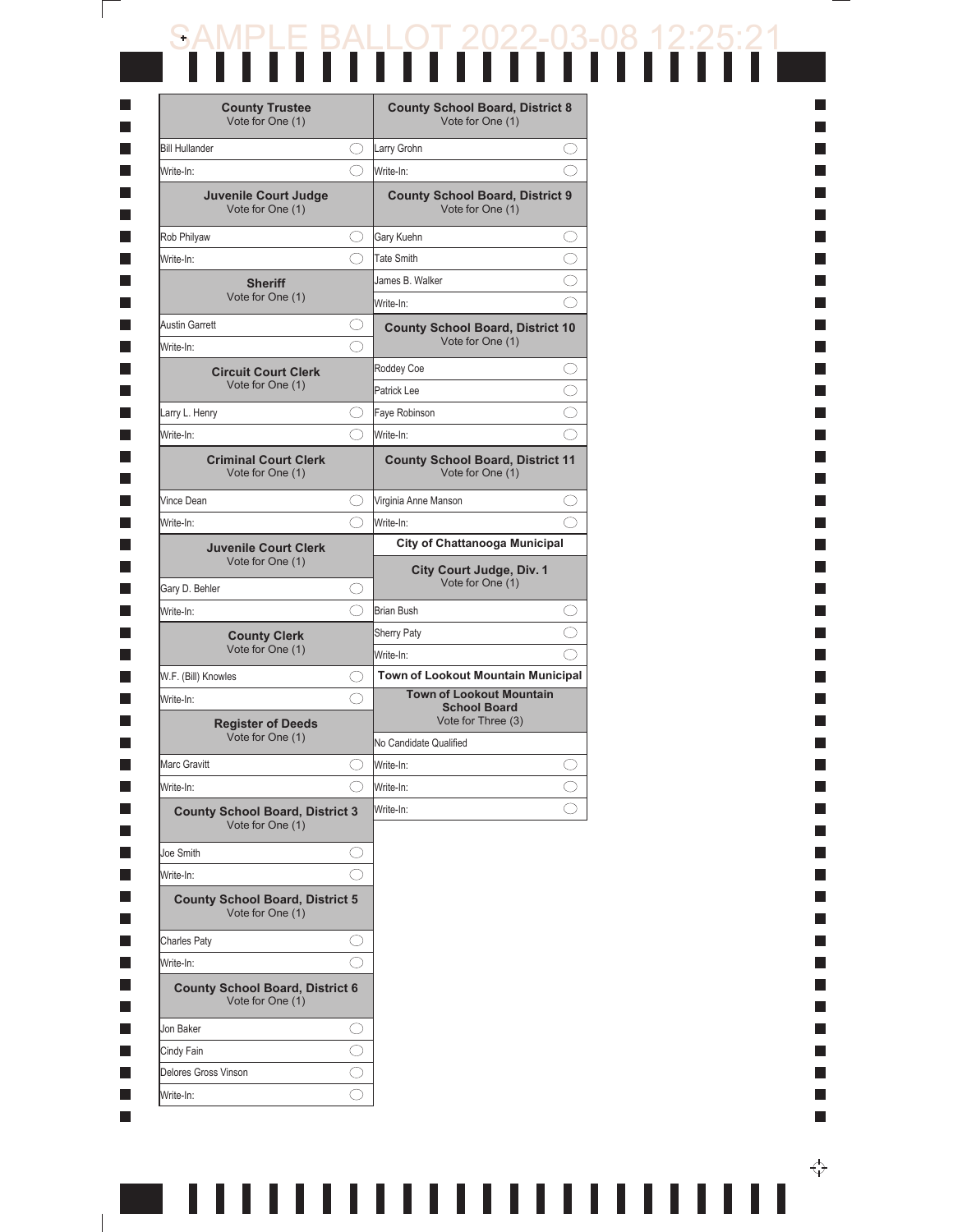SAMPLE BALLOT 2022-03-08 12:25:21

**County Trustee**
Vote for One (1)

- Bill Hullander
- Write-In:

**Juvenile Court Judge**
Vote for One (1)

- Rob Philyaw
- Write-In:

**Sheriff**
Vote for One (1)

- Austin Garrett
- Write-In:

**Circuit Court Clerk**
Vote for One (1)

- Larry L. Henry
- Write-In:

**Criminal Court Clerk**
Vote for One (1)

- Vince Dean
- Write-In:

**Juvenile Court Clerk**
Vote for One (1)

- Gary D. Behler
- Write-In:

**County Clerk**
Vote for One (1)

- W.F. (Bill) Knowles
- Write-In:

**Register of Deeds**
Vote for One (1)

- Marc Gravitt
- Write-In:

**County School Board, District 3**
Vote for One (1)

- Joe Smith
- Write-In:

**County School Board, District 5**
Vote for One (1)

- Charles Paty
- Write-In:

**County School Board, District 6**
Vote for One (1)

- Jon Baker
- Cindy Fain
- Delores Gross Vinson
- Write-In:

**County School Board, District 8**
Vote for One (1)

- Larry Grohn
- Write-In:

**County School Board, District 9**
Vote for One (1)

- Gary Kuehn
- Tate Smith
- James B. Walker
- Write-In:

**County School Board, District 10**
Vote for One (1)

- Roddey Coe
- Patrick Lee
- Faye Robinson
- Write-In:

**County School Board, District 11**
Vote for One (1)

- Virginia Anne Manson
- Write-In:

**City of Chattanooga Municipal**

**City Court Judge, Div. 1**
Vote for One (1)

- Brian Bush
- Sherry Paty
- Write-In:

**Town of Lookout Mountain Municipal**

**Town of Lookout Mountain School Board**
Vote for Three (3)

No Candidate Qualified

- Write-In:
- Write-In:
- Write-In: